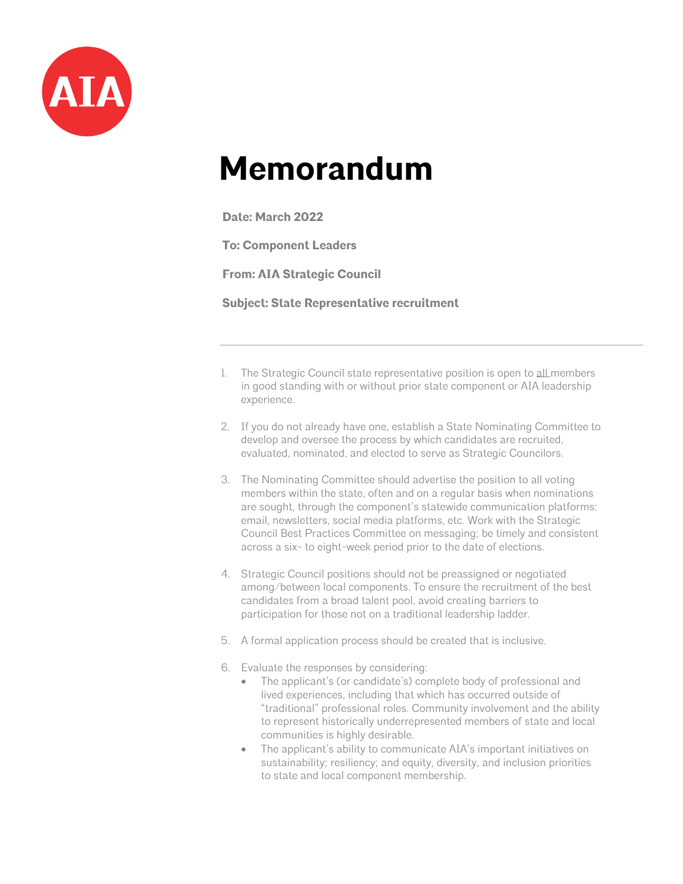# Memorandum

**Date: March 2022**

**To: Component Leaders**

**From: AIA Strategic Council**

**Subject: State Representative recruitment**

---

1. The Strategic Council state representative position is open to all members in good standing with or without prior state component or AIA leadership experience.

2. If you do not already have one, establish a State Nominating Committee to develop and oversee the process by which candidates are recruited, evaluated, nominated, and elected to serve as Strategic Councilors.

3. The Nominating Committee should advertise the position to all voting members within the state, often and on a regular basis when nominations are sought, through the component's statewide communication platforms: email, newsletters, social media platforms, etc. Work with the Strategic Council Best Practices Committee on messaging; be timely and consistent across a six- to eight-week period prior to the date of elections.

4. Strategic Council positions should not be preassigned or negotiated among/between local components. To ensure the recruitment of the best candidates from a broad talent pool, avoid creating barriers to participation for those not on a traditional leadership ladder.

5. A formal application process should be created that is inclusive.

6. Evaluate the responses by considering:
   - The applicant's (or candidate's) complete body of professional and lived experiences, including that which has occurred outside of "traditional" professional roles. Community involvement and the ability to represent historically underrepresented members of state and local communities is highly desirable.
   - The applicant's ability to communicate AIA's important initiatives on sustainability; resiliency; and equity, diversity, and inclusion priorities to state and local component membership.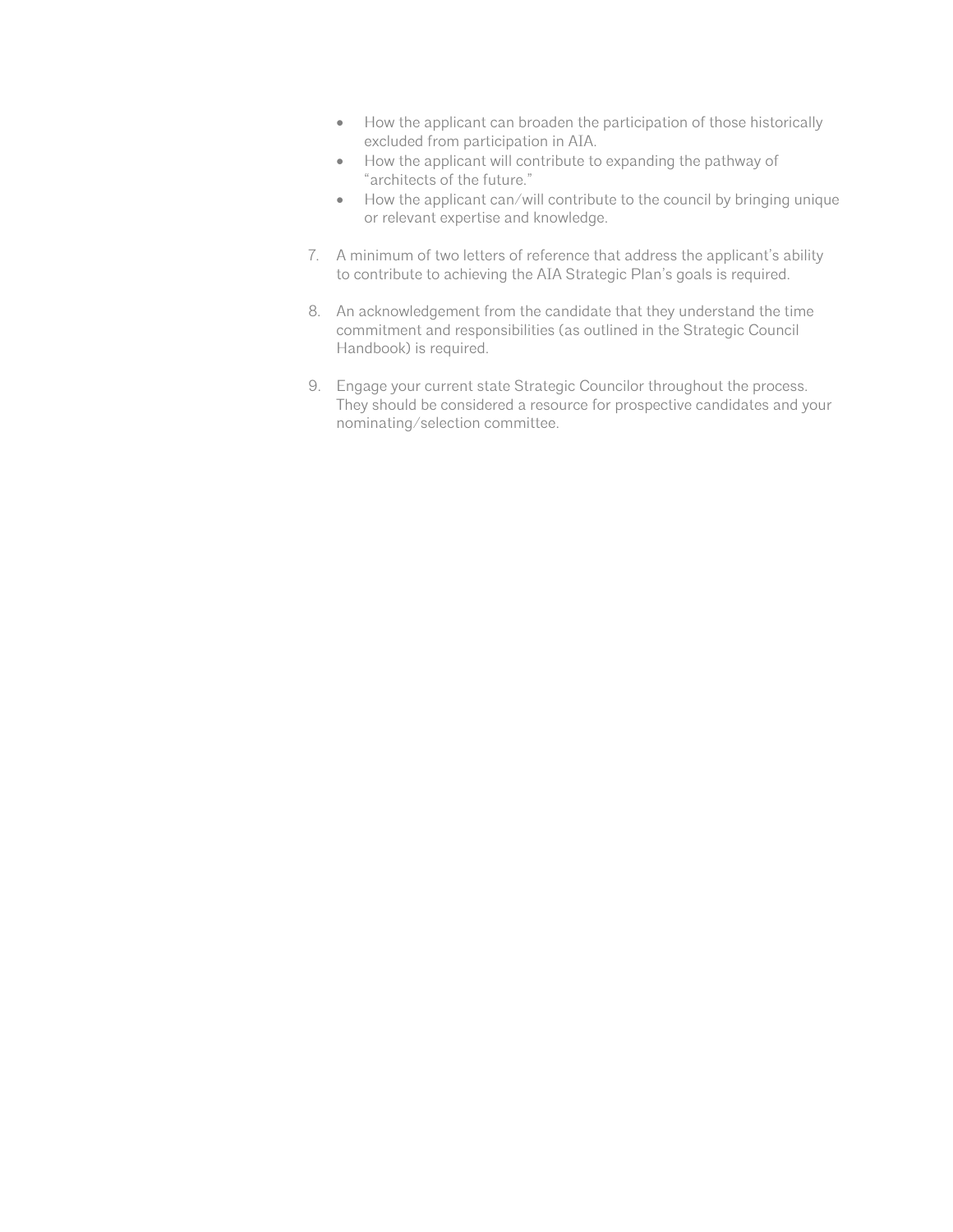- How the applicant can broaden the participation of those historically excluded from participation in AIA.
- How the applicant will contribute to expanding the pathway of "architects of the future."
- How the applicant can/will contribute to the council by bringing unique or relevant expertise and knowledge.

7. A minimum of two letters of reference that address the applicant's ability to contribute to achieving the AIA Strategic Plan's goals is required.

8. An acknowledgement from the candidate that they understand the time commitment and responsibilities (as outlined in the Strategic Council Handbook) is required.

9. Engage your current state Strategic Councilor throughout the process. They should be considered a resource for prospective candidates and your nominating/selection committee.